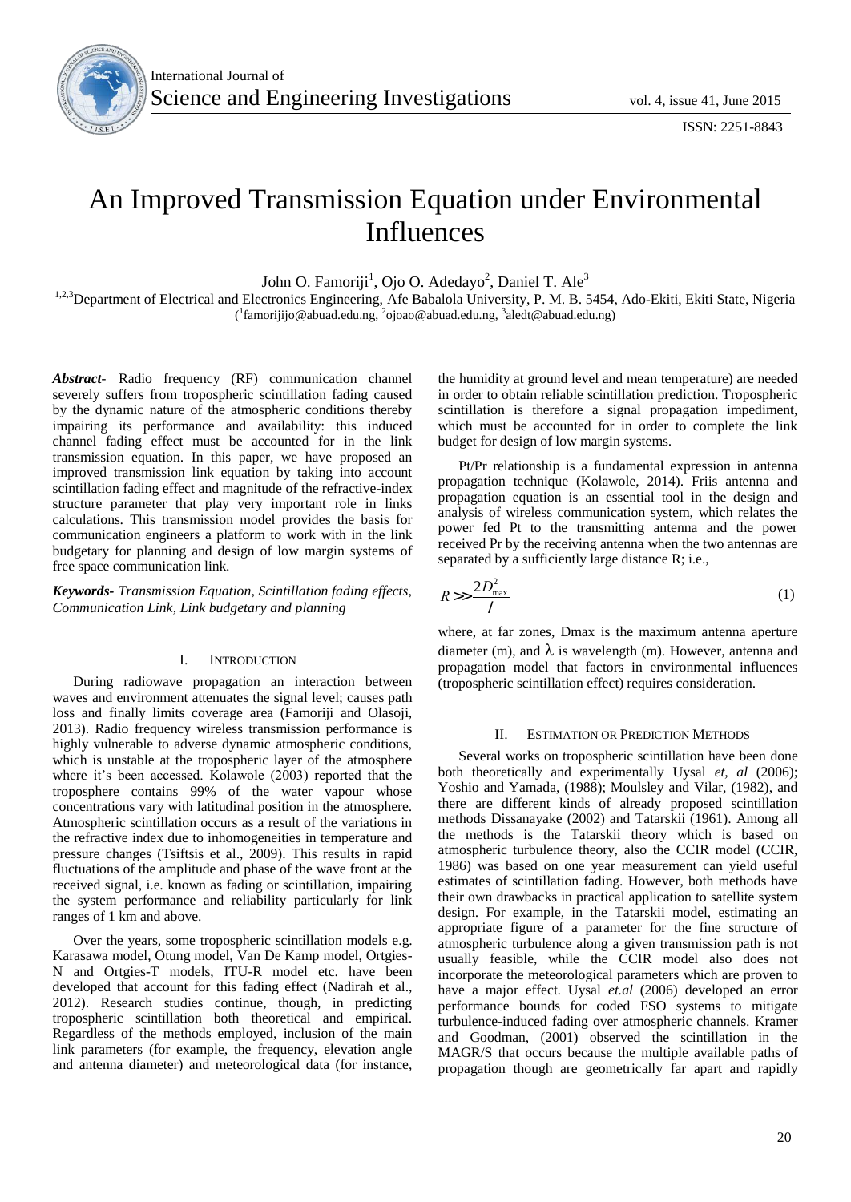# An Improved Transmission Equation under Environmental Influences

John O. Famoriji[1], Ojo O. Adedayo[2], Daniel T. Ale[3]

[1,2,3]Department of Electrical and Electronics Engineering, Afe Babalola University, P. M. B. 5454, Ado-Ekiti, Ekiti State, Nigeria ([1]famorijijo@abuad.edu.ng, [2]ojoao@abuad.edu.ng, [3]aledt@abuad.edu.ng)

***Abstract***- Radio frequency (RF) communication channel severely suffers from tropospheric scintillation fading caused by the dynamic nature of the atmospheric conditions thereby impairing its performance and availability: this induced channel fading effect must be accounted for in the link transmission equation. In this paper, we have proposed an improved transmission link equation by taking into account scintillation fading effect and magnitude of the refractive-index structure parameter that play very important role in links calculations. This transmission model provides the basis for communication engineers a platform to work with in the link budgetary for planning and design of low margin systems of free space communication link.

***Keywords****- Transmission Equation, Scintillation fading effects, Communication Link, Link budgetary and planning*

## I. Introduction

During radiowave propagation an interaction between waves and environment attenuates the signal level; causes path loss and finally limits coverage area (Famoriji and Olasoji, 2013). Radio frequency wireless transmission performance is highly vulnerable to adverse dynamic atmospheric conditions, which is unstable at the tropospheric layer of the atmosphere where it's been accessed. Kolawole (2003) reported that the troposphere contains 99% of the water vapour whose concentrations vary with latitudinal position in the atmosphere. Atmospheric scintillation occurs as a result of the variations in the refractive index due to inhomogeneities in temperature and pressure changes (Tsiftsis et al., 2009). This results in rapid fluctuations of the amplitude and phase of the wave front at the received signal, i.e. known as fading or scintillation, impairing the system performance and reliability particularly for link ranges of 1 km and above.

Over the years, some tropospheric scintillation models e.g. Karasawa model, Otung model, Van De Kamp model, Ortgies-N and Ortgies-T models, ITU-R model etc. have been developed that account for this fading effect (Nadirah et al., 2012). Research studies continue, though, in predicting tropospheric scintillation both theoretical and empirical. Regardless of the methods employed, inclusion of the main link parameters (for example, the frequency, elevation angle and antenna diameter) and meteorological data (for instance, the humidity at ground level and mean temperature) are needed in order to obtain reliable scintillation prediction. Tropospheric scintillation is therefore a signal propagation impediment, which must be accounted for in order to complete the link budget for design of low margin systems.

Pt/Pr relationship is a fundamental expression in antenna propagation technique (Kolawole, 2014). Friis antenna and propagation equation is an essential tool in the design and analysis of wireless communication system, which relates the power fed Pt to the transmitting antenna and the power received Pr by the receiving antenna when the two antennas are separated by a sufficiently large distance R; i.e.,

$$R >> \frac{2D_{\max}^{2}}{\lambda} \tag{1}$$

where, at far zones, Dmax is the maximum antenna aperture diameter (m), and $\lambda$ is wavelength (m). However, antenna and propagation model that factors in environmental influences (tropospheric scintillation effect) requires consideration.

## II. Estimation or Prediction Methods

Several works on tropospheric scintillation have been done both theoretically and experimentally Uysal *et, al* (2006); Yoshio and Yamada, (1988); Moulsley and Vilar, (1982), and there are different kinds of already proposed scintillation methods Dissanayake (2002) and Tatarskii (1961). Among all the methods is the Tatarskii theory which is based on atmospheric turbulence theory, also the CCIR model (CCIR, 1986) was based on one year measurement can yield useful estimates of scintillation fading. However, both methods have their own drawbacks in practical application to satellite system design. For example, in the Tatarskii model, estimating an appropriate figure of a parameter for the fine structure of atmospheric turbulence along a given transmission path is not usually feasible, while the CCIR model also does not incorporate the meteorological parameters which are proven to have a major effect. Uysal *et.al* (2006) developed an error performance bounds for coded FSO systems to mitigate turbulence-induced fading over atmospheric channels. Kramer and Goodman, (2001) observed the scintillation in the MAGR/S that occurs because the multiple available paths of propagation though are geometrically far apart and rapidly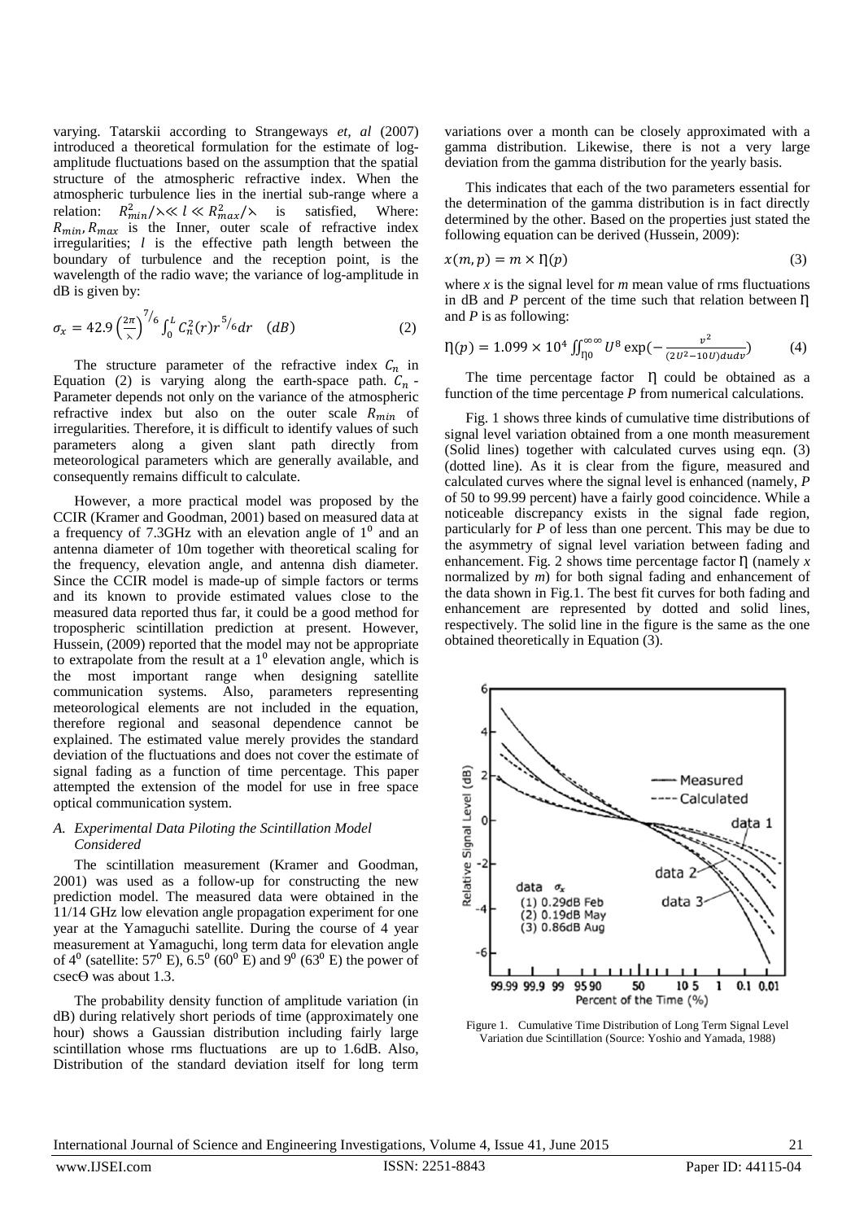varying. Tatarskii according to Strangeways *et, al* (2007) introduced a theoretical formulation for the estimate of log-amplitude fluctuations based on the assumption that the spatial structure of the atmospheric refractive index. When the atmospheric turbulence lies in the inertial sub-range where a relation: $R_{min}^2/\lambda \ll l \ll R_{max}^2/\lambda$ is satisfied, Where: $R_{min}, R_{max}$ is the Inner, outer scale of refractive index irregularities; $l$ is the effective path length between the boundary of turbulence and the reception point, is the wavelength of the radio wave; the variance of log-amplitude in dB is given by:

$$\sigma_x = 42.9 \left(\frac{2\pi}{\lambda}\right)^{7/6} \int_0^L C_n^2(r) r^{5/6} dr \quad (dB) \tag{2}$$

The structure parameter of the refractive index $C_n$ in Equation (2) is varying along the earth-space path. $C_n$ - Parameter depends not only on the variance of the atmospheric refractive index but also on the outer scale $R_{min}$ of irregularities. Therefore, it is difficult to identify values of such parameters along a given slant path directly from meteorological parameters which are generally available, and consequently remains difficult to calculate.

However, a more practical model was proposed by the CCIR (Kramer and Goodman, 2001) based on measured data at a frequency of 7.3GHz with an elevation angle of $1^0$ and an antenna diameter of 10m together with theoretical scaling for the frequency, elevation angle, and antenna dish diameter. Since the CCIR model is made-up of simple factors or terms and its known to provide estimated values close to the measured data reported thus far, it could be a good method for tropospheric scintillation prediction at present. However, Hussein, (2009) reported that the model may not be appropriate to extrapolate from the result at a $1^0$ elevation angle, which is the most important range when designing satellite communication systems. Also, parameters representing meteorological elements are not included in the equation, therefore regional and seasonal dependence cannot be explained. The estimated value merely provides the standard deviation of the fluctuations and does not cover the estimate of signal fading as a function of time percentage. This paper attempted the extension of the model for use in free space optical communication system.

### *A. Experimental Data Piloting the Scintillation Model Considered*

The scintillation measurement (Kramer and Goodman, 2001) was used as a follow-up for constructing the new prediction model. The measured data were obtained in the 11/14 GHz low elevation angle propagation experiment for one year at the Yamaguchi satellite. During the course of 4 year measurement at Yamaguchi, long term data for elevation angle of $4^0$ (satellite: $57^0$ E), $6.5^0$ ($60^0$ E) and $9^0$ ($63^0$ E) the power of cscϴ was about 1.3.

The probability density function of amplitude variation (in dB) during relatively short periods of time (approximately one hour) shows a Gaussian distribution including fairly large scintillation whose rms fluctuations are up to 1.6dB. Also, Distribution of the standard deviation itself for long term variations over a month can be closely approximated with a gamma distribution. Likewise, there is not a very large deviation from the gamma distribution for the yearly basis.

This indicates that each of the two parameters essential for the determination of the gamma distribution is in fact directly determined by the other. Based on the properties just stated the following equation can be derived (Hussein, 2009):

$$x(m, p) = m \times \eta(p) \tag{3}$$

where $x$ is the signal level for $m$ mean value of rms fluctuations in dB and $P$ percent of the time such that relation between $\eta$ and $P$ is as following:

$$\eta(p) = 1.099 \times 10^4 \iint_{\eta 0}^{\infty \infty} U^8 \exp\left(-\frac{v^2}{(2U^2 - 10U) du dv}\right) \tag{4}$$

The time percentage factor $\eta$ could be obtained as a function of the time percentage $P$ from numerical calculations.

Fig. 1 shows three kinds of cumulative time distributions of signal level variation obtained from a one month measurement (Solid lines) together with calculated curves using eqn. (3) (dotted line). As it is clear from the figure, measured and calculated curves where the signal level is enhanced (namely, $P$ of 50 to 99.99 percent) have a fairly good coincidence. While a noticeable discrepancy exists in the signal fade region, particularly for $P$ of less than one percent. This may be due to the asymmetry of signal level variation between fading and enhancement. Fig. 2 shows time percentage factor $\eta$ (namely $x$ normalized by $m$) for both signal fading and enhancement of the data shown in Fig.1. The best fit curves for both fading and enhancement are represented by dotted and solid lines, respectively. The solid line in the figure is the same as the one obtained theoretically in Equation (3).

Figure 1. Cumulative Time Distribution of Long Term Signal Level Variation due Scintillation (Source: Yoshio and Yamada, 1988)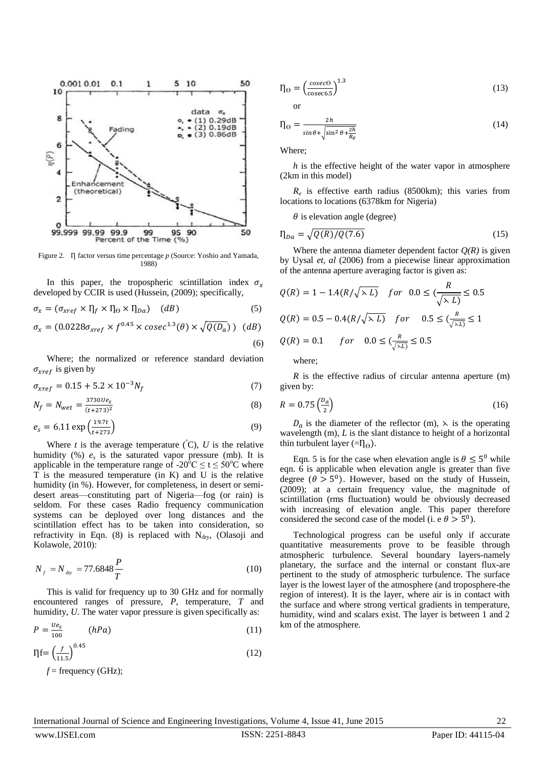Figure 2. ɳ factor versus time percentage *p* (Source: Yoshio and Yamada, 1988)

In this paper, the tropospheric scintillation index $\sigma_x$ developed by CCIR is used (Hussein, (2009); specifically,

$$\sigma_x = (\sigma_{xref} \times \eta_f \times \eta_\Theta \times \eta_{Da}) \quad (dB) \tag{5}$$

$$\sigma_x = (0.0228\sigma_{xref} \times f^{0.45} \times cosec^{1.3}(\theta) \times \sqrt{Q(D_a)}) \quad (dB) \tag{6}$$

Where; the normalized or reference standard deviation $\sigma_{xref}$ is given by

$$\sigma_{xref} = 0.15 + 5.2 \times 10^{-3} N_f \tag{7}$$

$$N_f = N_{wet} = \frac{3730 U e_s}{(t+273)^2} \tag{8}$$

$$e_s = 6.11 \exp\left(\frac{19.7t}{t+273}\right) \tag{9}$$

Where $t$ is the average temperature (°C), $U$ is the relative humidity (%) $e_s$ is the saturated vapor pressure (mb). It is applicable in the temperature range of $-20^0C \leq t \leq 50^oC$ where T is the measured temperature (in K) and U is the relative humidity (in %). However, for completeness, in desert or semi-desert areas—constituting part of Nigeria—fog (or rain) is seldom. For these cases Radio frequency communication systems can be deployed over long distances and the scintillation effect has to be taken into consideration, so refractivity in Eqn. (8) is replaced with $N_{dry}$, (Olasoji and Kolawole, 2010):

$$N_f = N_{dry} = 77.6848 \frac{P}{T} \tag{10}$$

This is valid for frequency up to 30 GHz and for normally encountered ranges of pressure, $P$, temperature, $T$ and humidity, $U$. The water vapor pressure is given specifically as:

$$P = \frac{U e_s}{100} \quad (hPa) \tag{11}$$

$$\eta f = \left(\frac{f}{11.5}\right)^{0.45} \tag{12}$$

$f$ = frequency (GHz);

$$\eta_\Theta = \left(\frac{cosec\Theta}{\text{cosec}6.5}\right)^{1.3} \tag{13}$$

or

$$\eta_\Theta = \frac{2h}{sin\theta + \sqrt{\sin^2\theta + \frac{2h}{R_e}}} \tag{14}$$

Where;

$h$ is the effective height of the water vapor in atmosphere (2km in this model)

$R_e$ is effective earth radius (8500km); this varies from locations to locations (6378km for Nigeria)

$\theta$ is elevation angle (degree)

$$\eta_{Da} = \sqrt{Q(R)/Q(7.6)} \tag{15}$$

Where the antenna diameter dependent factor $Q(R)$ is given by Uysal *et, al* (2006) from a piecewise linear approximation of the antenna aperture averaging factor is given as:

$$Q(R) = 1 - 1.4(R/\sqrt{\lambda L}) \quad for \quad 0.0 \leq (\frac{R}{\sqrt{\lambda L)}} \leq 0.5$$

$$Q(R) = 0.5 - 0.4(R/\sqrt{\lambda L}) \quad for \quad 0.5 \leq (\frac{R}{\sqrt{\lambda L)}} \leq 1$$

$$Q(R) = 0.1 \quad for \quad 0.0 \leq (\frac{R}{\sqrt{\lambda L)}} \leq 0.5$$

where;

$R$ is the effective radius of circular antenna aperture (m) given by:

$$R = 0.75\left(\frac{D_a}{2}\right) \tag{16}$$

$D_a$ is the diameter of the reflector (m), $\lambda$ is the operating wavelength (m), $L$ is the slant distance to height of a horizontal thin turbulent layer (=$\eta_\Theta$).

Eqn. 5 is for the case when elevation angle is $\theta \leq 5^0$ while eqn. 6 is applicable when elevation angle is greater than five degree ($\theta > 5^0$). However, based on the study of Hussein, (2009); at a certain frequency value, the magnitude of scintillation (rms fluctuation) would be obviously decreased with increasing of elevation angle. This paper therefore considered the second case of the model (i. e $\theta > 5^0$).

Technological progress can be useful only if accurate quantitative measurements prove to be feasible through atmospheric turbulence. Several boundary layers-namely planetary, the surface and the internal or constant flux-are pertinent to the study of atmospheric turbulence. The surface layer is the lowest layer of the atmosphere (and troposphere-the region of interest). It is the layer, where air is in contact with the surface and where strong vertical gradients in temperature, humidity, wind and scalars exist. The layer is between 1 and 2 km of the atmosphere.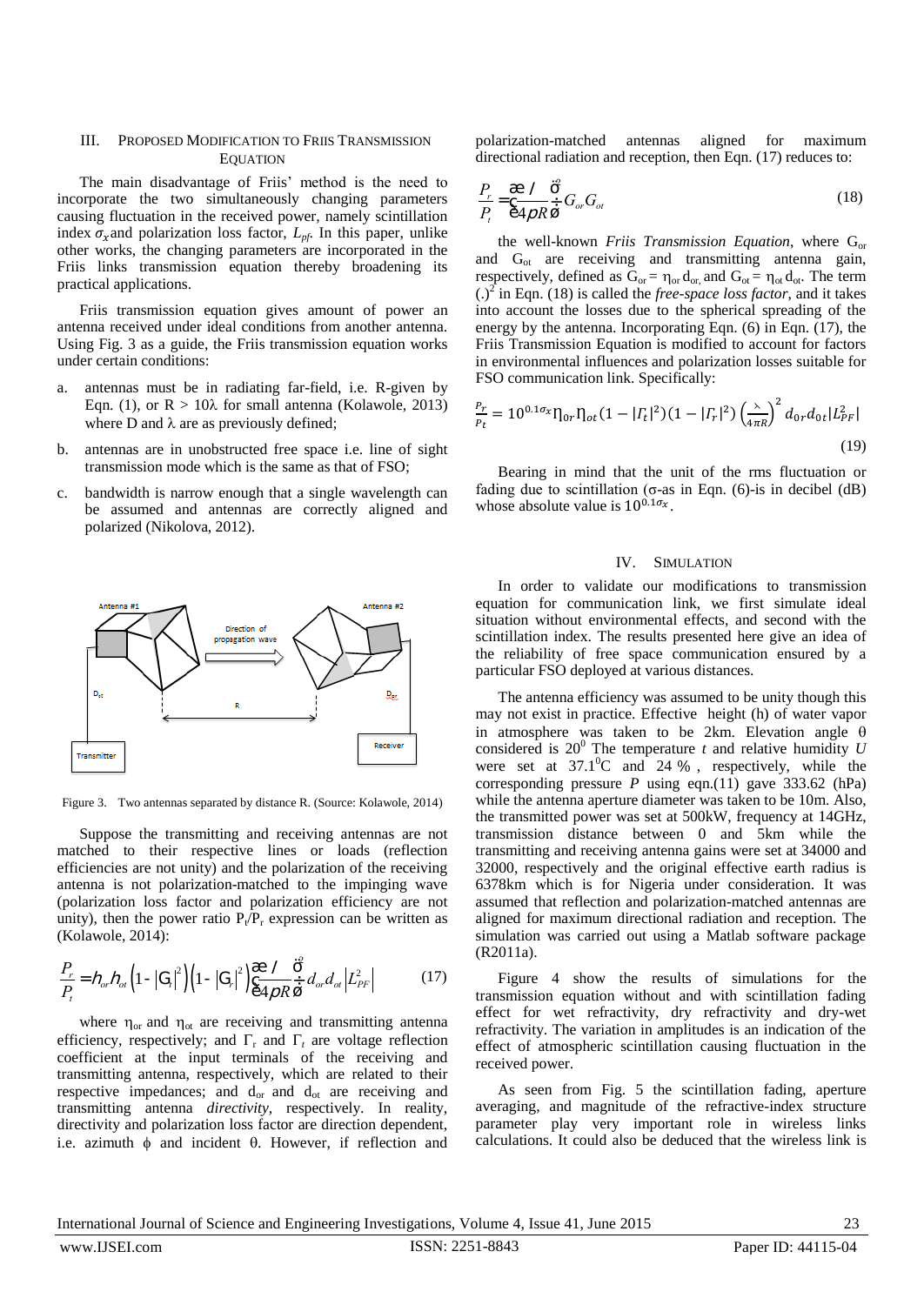## III. PROPOSED MODIFICATION TO FRIIS TRANSMISSION EQUATION

The main disadvantage of Friis' method is the need to incorporate the two simultaneously changing parameters causing fluctuation in the received power, namely scintillation index $\sigma_x$ and polarization loss factor, $L_{pf}$. In this paper, unlike other works, the changing parameters are incorporated in the Friis links transmission equation thereby broadening its practical applications.

Friis transmission equation gives amount of power an antenna received under ideal conditions from another antenna. Using Fig. 3 as a guide, the Friis transmission equation works under certain conditions:

a. antennas must be in radiating far-field, i.e. R-given by Eqn. (1), or R > 10λ for small antenna (Kolawole, 2013) where D and λ are as previously defined;

b. antennas are in unobstructed free space i.e. line of sight transmission mode which is the same as that of FSO;

c. bandwidth is narrow enough that a single wavelength can be assumed and antennas are correctly aligned and polarized (Nikolova, 2012).

Figure 3. Two antennas separated by distance R. (Source: Kolawole, 2014)

Suppose the transmitting and receiving antennas are not matched to their respective lines or loads (reflection efficiencies are not unity) and the polarization of the receiving antenna is not polarization-matched to the impinging wave (polarization loss factor and polarization efficiency are not unity), then the power ratio $P_t/P_r$ expression can be written as (Kolawole, 2014):

$$\frac{P_r}{P_t} = \eta_{or}\eta_{ot}\left(1-|\Gamma_t|^2\right)\left(1-|\Gamma_r|^2\right)\left(\frac{\lambda}{4\pi R}\right)^2 d_{or}d_{ot}\left|L_{PF}^2\right| \quad (17)$$

where $\eta_{or}$ and $\eta_{ot}$ are receiving and transmitting antenna efficiency, respectively; and $\Gamma_r$ and $\Gamma_t$ are voltage reflection coefficient at the input terminals of the receiving and transmitting antenna, respectively, which are related to their respective impedances; and $d_{or}$ and $d_{ot}$ are receiving and transmitting antenna *directivity*, respectively. In reality, directivity and polarization loss factor are direction dependent, i.e. azimuth ϕ and incident θ. However, if reflection and polarization-matched antennas aligned for maximum directional radiation and reception, then Eqn. (17) reduces to:

$$\frac{P_r}{P_t} = \left(\frac{\lambda}{4\pi R}\right)^2 G_{or}G_{ot} \quad (18)$$

the well-known *Friis Transmission Equation*, where $G_{or}$ and $G_{ot}$ are receiving and transmitting antenna gain, respectively, defined as $G_{or} = \eta_{or}\, d_{or}$ and $G_{ot} = \eta_{ot}\, d_{ot}$. The term $(.)^2$ in Eqn. (18) is called the *free-space loss factor*, and it takes into account the losses due to the spherical spreading of the energy by the antenna. Incorporating Eqn. (6) in Eqn. (17), the Friis Transmission Equation is modified to account for factors in environmental influences and polarization losses suitable for FSO communication link. Specifically:

$$\frac{P_r}{P_t} = 10^{0.1\sigma_x}\eta_{0r}\eta_{ot}(1-|\Gamma_t|^2)(1-|\Gamma_r|^2)\left(\frac{\lambda}{4\pi R}\right)^2 d_{0r}d_{0t}|L_{PF}^2| \quad (19)$$

Bearing in mind that the unit of the rms fluctuation or fading due to scintillation (σ-as in Eqn. (6)-is in decibel (dB) whose absolute value is $10^{0.1\sigma_x}$.

## IV. SIMULATION

In order to validate our modifications to transmission equation for communication link, we first simulate ideal situation without environmental effects, and second with the scintillation index. The results presented here give an idea of the reliability of free space communication ensured by a particular FSO deployed at various distances.

The antenna efficiency was assumed to be unity though this may not exist in practice. Effective height (h) of water vapor in atmosphere was taken to be 2km. Elevation angle θ considered is $20^0$ The temperature *t* and relative humidity *U* were set at $37.1^0$C and 24 % , respectively, while the corresponding pressure *P* using eqn.(11) gave 333.62 (hPa) while the antenna aperture diameter was taken to be 10m. Also, the transmitted power was set at 500kW, frequency at 14GHz, transmission distance between 0 and 5km while the transmitting and receiving antenna gains were set at 34000 and 32000, respectively and the original effective earth radius is 6378km which is for Nigeria under consideration. It was assumed that reflection and polarization-matched antennas are aligned for maximum directional radiation and reception. The simulation was carried out using a Matlab software package (R2011a).

Figure 4 show the results of simulations for the transmission equation without and with scintillation fading effect for wet refractivity, dry refractivity and dry-wet refractivity. The variation in amplitudes is an indication of the effect of atmospheric scintillation causing fluctuation in the received power.

As seen from Fig. 5 the scintillation fading, aperture averaging, and magnitude of the refractive-index structure parameter play very important role in wireless links calculations. It could also be deduced that the wireless link is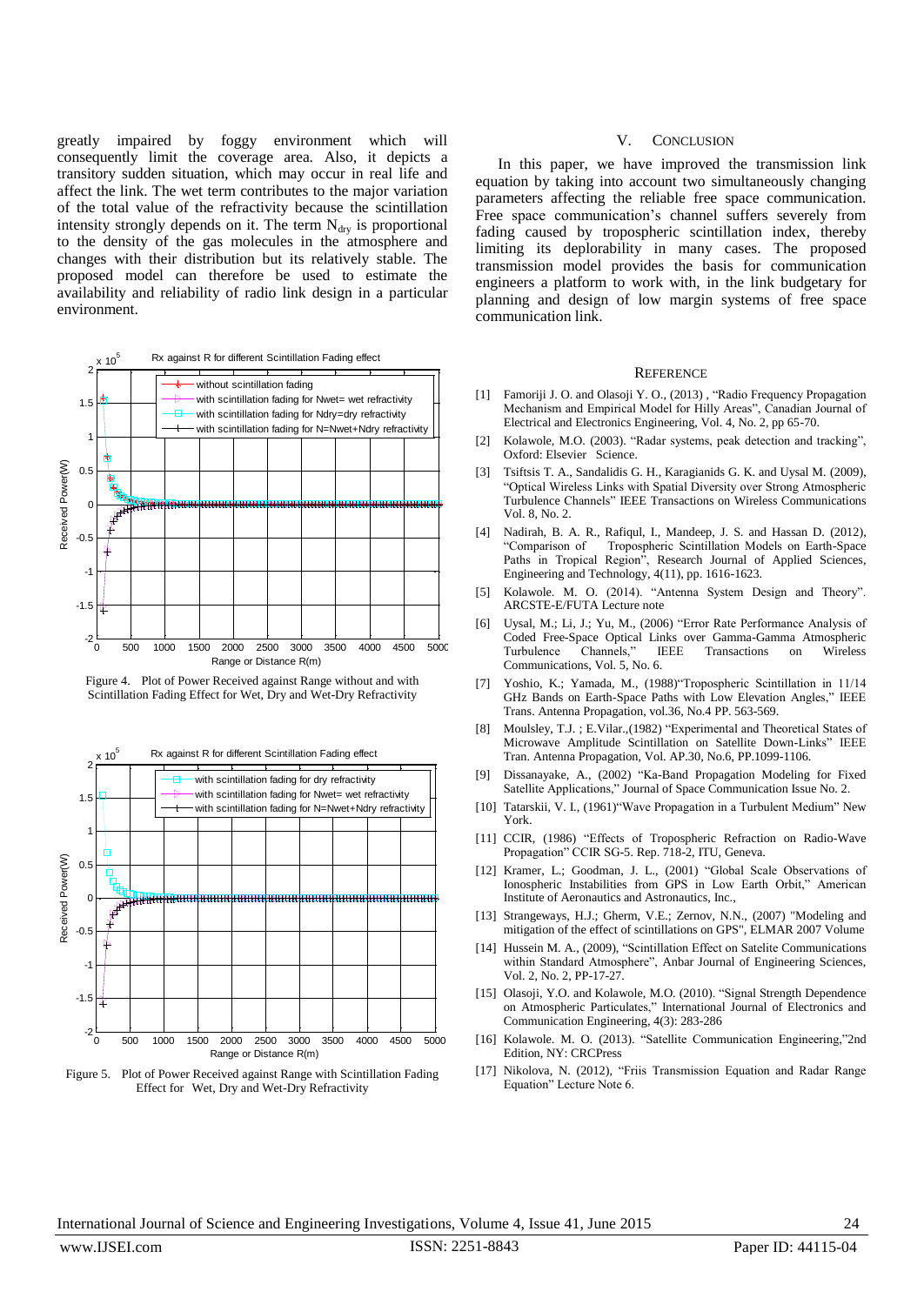greatly impaired by foggy environment which will consequently limit the coverage area. Also, it depicts a transitory sudden situation, which may occur in real life and affect the link. The wet term contributes to the major variation of the total value of the refractivity because the scintillation intensity strongly depends on it. The term $N_{dry}$ is proportional to the density of the gas molecules in the atmosphere and changes with their distribution but its relatively stable. The proposed model can therefore be used to estimate the availability and reliability of radio link design in a particular environment.

Rx against R for different Scintillation Fading effect

x 10^5

without scintillation fading
with scintillation fading for Nwet= wet refractivity
with scintillation fading for Ndry=dry refractivity
with scintillation fading for N=Nwet+Ndry refractivity

Received Power(W)

2
1.5
1
0.5
0
-0.5
-1
-1.5
-2

0 500 1000 1500 2000 2500 3000 3500 4000 4500 5000

Range or Distance R(m)

Figure 4. Plot of Power Received against Range without and with Scintillation Fading Effect for Wet, Dry and Wet-Dry Refractivity

Rx against R for different Scintillation Fading effect

x 10^5

with scintillation fading for dry refractivity
with scintillation fading for Nwet= wet refractivity
with scintillation fading for N=Nwet+Ndry refractivity

Received Power(W)

2
1.5
1
0.5
0
-0.5
-1
-1.5
-2

0 500 1000 1500 2000 2500 3000 3500 4000 4500 5000

Range or Distance R(m)

Figure 5. Plot of Power Received against Range with Scintillation Fading Effect for Wet, Dry and Wet-Dry Refractivity

## V. CONCLUSION

In this paper, we have improved the transmission link equation by taking into account two simultaneously changing parameters affecting the reliable free space communication. Free space communication's channel suffers severely from fading caused by tropospheric scintillation index, thereby limiting its deplorability in many cases. The proposed transmission model provides the basis for communication engineers a platform to work with, in the link budgetary for planning and design of low margin systems of free space communication link.

## REFERENCE

[1] Famoriji J. O. and Olasoji Y. O., (2013) , "Radio Frequency Propagation Mechanism and Empirical Model for Hilly Areas", Canadian Journal of Electrical and Electronics Engineering, Vol. 4, No. 2, pp 65-70.

[2] Kolawole, M.O. (2003). "Radar systems, peak detection and tracking", Oxford: Elsevier Science.

[3] Tsiftsis T. A., Sandalidis G. H., Karagianids G. K. and Uysal M. (2009), "Optical Wireless Links with Spatial Diversity over Strong Atmospheric Turbulence Channels" IEEE Transactions on Wireless Communications Vol. 8, No. 2.

[4] Nadirah, B. A. R., Rafiqul, I., Mandeep, J. S. and Hassan D. (2012), "Comparison of Tropospheric Scintillation Models on Earth-Space Paths in Tropical Region", Research Journal of Applied Sciences, Engineering and Technology, 4(11), pp. 1616-1623.

[5] Kolawole. M. O. (2014). "Antenna System Design and Theory". ARCSTE-E/FUTA Lecture note

[6] Uysal, M.; Li, J.; Yu, M., (2006) "Error Rate Performance Analysis of Coded Free-Space Optical Links over Gamma-Gamma Atmospheric Turbulence Channels," IEEE Transactions on Wireless Communications, Vol. 5, No. 6.

[7] Yoshio, K.; Yamada, M., (1988)"Tropospheric Scintillation in 11/14 GHz Bands on Earth-Space Paths with Low Elevation Angles," IEEE Trans. Antenna Propagation, vol.36, No.4 PP. 563-569.

[8] Moulsley, T.J. ; E.Vilar.,(1982) "Experimental and Theoretical States of Microwave Amplitude Scintillation on Satellite Down-Links" IEEE Tran. Antenna Propagation, Vol. AP.30, No.6, PP.1099-1106.

[9] Dissanayake, A., (2002) "Ka-Band Propagation Modeling for Fixed Satellite Applications," Journal of Space Communication Issue No. 2.

[10] Tatarskii, V. I., (1961)"Wave Propagation in a Turbulent Medium" New York.

[11] CCIR, (1986) "Effects of Tropospheric Refraction on Radio-Wave Propagation" CCIR SG-5. Rep. 718-2, ITU, Geneva.

[12] Kramer, L.; Goodman, J. L., (2001) "Global Scale Observations of Ionospheric Instabilities from GPS in Low Earth Orbit," American Institute of Aeronautics and Astronautics, Inc.,

[13] Strangeways, H.J.; Gherm, V.E.; Zernov, N.N., (2007) "Modeling and mitigation of the effect of scintillations on GPS", ELMAR 2007 Volume

[14] Hussein M. A., (2009), "Scintillation Effect on Satelite Communications within Standard Atmosphere", Anbar Journal of Engineering Sciences, Vol. 2, No. 2, PP-17-27.

[15] Olasoji, Y.O. and Kolawole, M.O. (2010). "Signal Strength Dependence on Atmospheric Particulates," International Journal of Electronics and Communication Engineering, 4(3): 283-286

[16] Kolawole. M. O. (2013). "Satellite Communication Engineering,"2nd Edition, NY: CRCPress

[17] Nikolova, N. (2012), "Friis Transmission Equation and Radar Range Equation" Lecture Note 6.